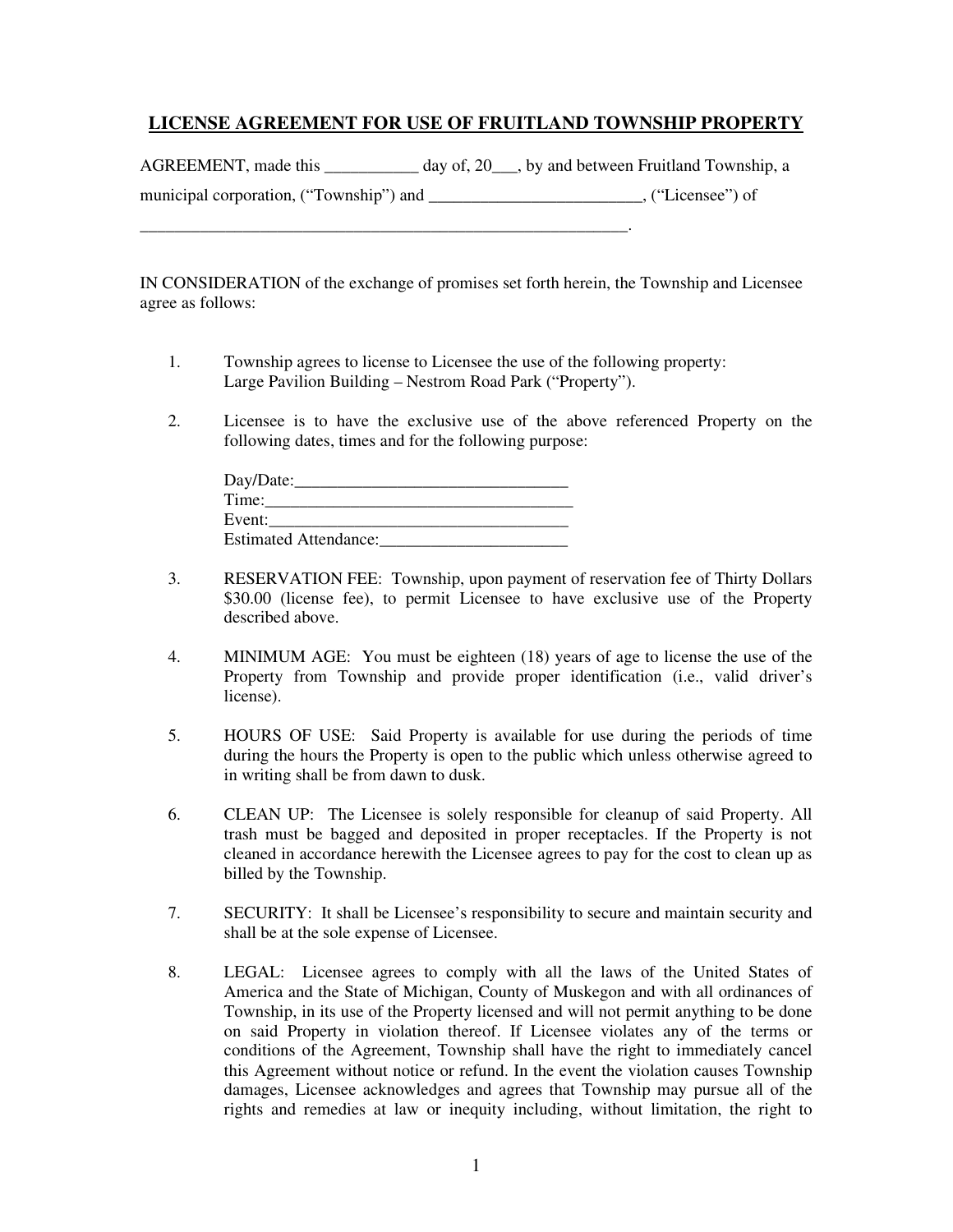## LICENSE AGREEMENT FOR USE OF FRUITLAND TOWNSHIP PROPERTY

AGREEMENT, made this ___________ day of, 20___, by and between Fruitland Township, a municipal corporation, ("Township") and _________________________, ("Licensee") of _____________________________________________________________.

IN CONSIDERATION of the exchange of promises set forth herein, the Township and Licensee agree as follows:

1. Township agrees to license to Licensee the use of the following property: Large Pavilion Building – Nestrom Road Park ("Property").

2. Licensee is to have the exclusive use of the above referenced Property on the following dates, times and for the following purpose:

   Day/Date:_________________________________
   Time:_____________________________________
   Event:____________________________________
   Estimated Attendance:______________________

3. RESERVATION FEE: Township, upon payment of reservation fee of Thirty Dollars $30.00 (license fee), to permit Licensee to have exclusive use of the Property described above.

4. MINIMUM AGE: You must be eighteen (18) years of age to license the use of the Property from Township and provide proper identification (i.e., valid driver's license).

5. HOURS OF USE: Said Property is available for use during the periods of time during the hours the Property is open to the public which unless otherwise agreed to in writing shall be from dawn to dusk.

6. CLEAN UP: The Licensee is solely responsible for cleanup of said Property. All trash must be bagged and deposited in proper receptacles. If the Property is not cleaned in accordance herewith the Licensee agrees to pay for the cost to clean up as billed by the Township.

7. SECURITY: It shall be Licensee's responsibility to secure and maintain security and shall be at the sole expense of Licensee.

8. LEGAL: Licensee agrees to comply with all the laws of the United States of America and the State of Michigan, County of Muskegon and with all ordinances of Township, in its use of the Property licensed and will not permit anything to be done on said Property in violation thereof. If Licensee violates any of the terms or conditions of the Agreement, Township shall have the right to immediately cancel this Agreement without notice or refund. In the event the violation causes Township damages, Licensee acknowledges and agrees that Township may pursue all of the rights and remedies at law or inequity including, without limitation, the right to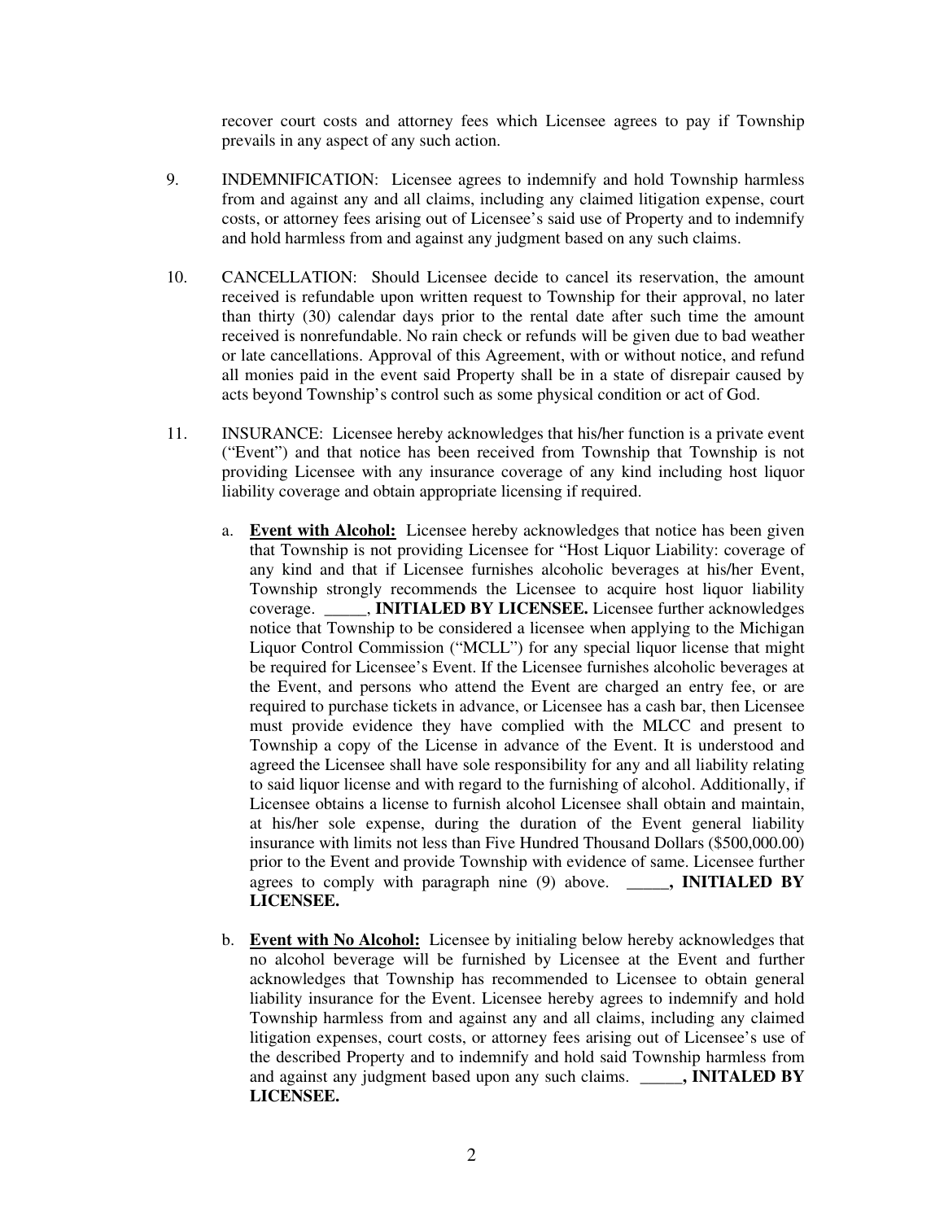recover court costs and attorney fees which Licensee agrees to pay if Township prevails in any aspect of any such action.

9. INDEMNIFICATION: Licensee agrees to indemnify and hold Township harmless from and against any and all claims, including any claimed litigation expense, court costs, or attorney fees arising out of Licensee's said use of Property and to indemnify and hold harmless from and against any judgment based on any such claims.

10. CANCELLATION: Should Licensee decide to cancel its reservation, the amount received is refundable upon written request to Township for their approval, no later than thirty (30) calendar days prior to the rental date after such time the amount received is nonrefundable. No rain check or refunds will be given due to bad weather or late cancellations. Approval of this Agreement, with or without notice, and refund all monies paid in the event said Property shall be in a state of disrepair caused by acts beyond Township's control such as some physical condition or act of God.

11. INSURANCE: Licensee hereby acknowledges that his/her function is a private event ("Event") and that notice has been received from Township that Township is not providing Licensee with any insurance coverage of any kind including host liquor liability coverage and obtain appropriate licensing if required.

   a. **Event with Alcohol:** Licensee hereby acknowledges that notice has been given that Township is not providing Licensee for "Host Liquor Liability: coverage of any kind and that if Licensee furnishes alcoholic beverages at his/her Event, Township strongly recommends the Licensee to acquire host liquor liability coverage. _____, **INITIALED BY LICENSEE.** Licensee further acknowledges notice that Township to be considered a licensee when applying to the Michigan Liquor Control Commission ("MCLL") for any special liquor license that might be required for Licensee's Event. If the Licensee furnishes alcoholic beverages at the Event, and persons who attend the Event are charged an entry fee, or are required to purchase tickets in advance, or Licensee has a cash bar, then Licensee must provide evidence they have complied with the MLCC and present to Township a copy of the License in advance of the Event. It is understood and agreed the Licensee shall have sole responsibility for any and all liability relating to said liquor license and with regard to the furnishing of alcohol. Additionally, if Licensee obtains a license to furnish alcohol Licensee shall obtain and maintain, at his/her sole expense, during the duration of the Event general liability insurance with limits not less than Five Hundred Thousand Dollars ($500,000.00) prior to the Event and provide Township with evidence of same. Licensee further agrees to comply with paragraph nine (9) above. **_____, INITIALED BY LICENSEE.**

   b. **Event with No Alcohol:** Licensee by initialing below hereby acknowledges that no alcohol beverage will be furnished by Licensee at the Event and further acknowledges that Township has recommended to Licensee to obtain general liability insurance for the Event. Licensee hereby agrees to indemnify and hold Township harmless from and against any and all claims, including any claimed litigation expenses, court costs, or attorney fees arising out of Licensee's use of the described Property and to indemnify and hold said Township harmless from and against any judgment based upon any such claims. **_____, INITALED BY LICENSEE.**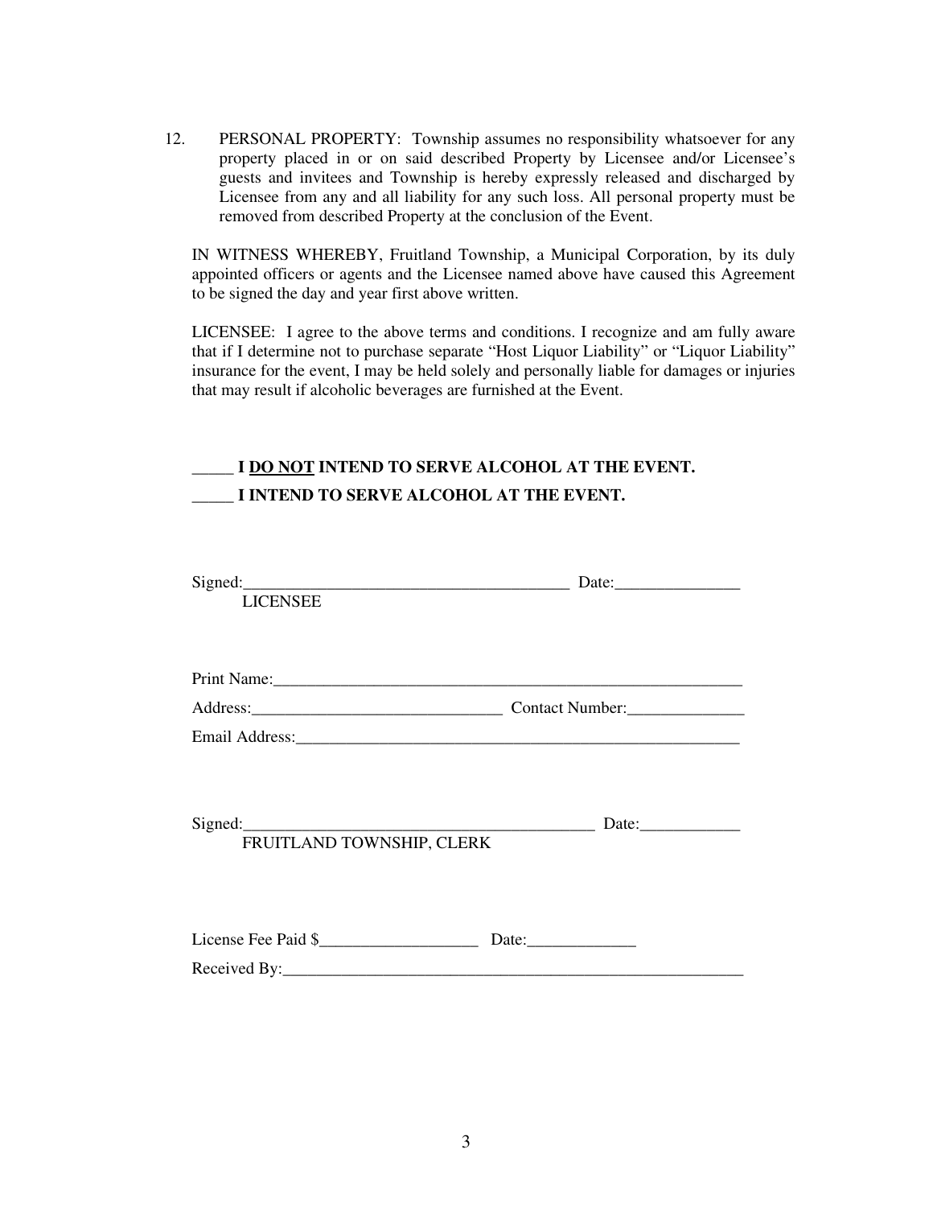12. PERSONAL PROPERTY: Township assumes no responsibility whatsoever for any property placed in or on said described Property by Licensee and/or Licensee's guests and invitees and Township is hereby expressly released and discharged by Licensee from any and all liability for any such loss. All personal property must be removed from described Property at the conclusion of the Event.

IN WITNESS WHEREBY, Fruitland Township, a Municipal Corporation, by its duly appointed officers or agents and the Licensee named above have caused this Agreement to be signed the day and year first above written.

LICENSEE: I agree to the above terms and conditions. I recognize and am fully aware that if I determine not to purchase separate "Host Liquor Liability" or "Liquor Liability" insurance for the event, I may be held solely and personally liable for damages or injuries that may result if alcoholic beverages are furnished at the Event.

**_____ I <u>DO NOT</u> INTEND TO SERVE ALCOHOL AT THE EVENT.**

**_____ I INTEND TO SERVE ALCOHOL AT THE EVENT.**

Signed:________________________________________ Date:_______________
LICENSEE

Print Name:___________________________________________________________

Address:______________________________ Contact Number:______________

Email Address:________________________________________________________

Signed:___________________________________________ Date:____________
FRUITLAND TOWNSHIP, CLERK

License Fee Paid $___________________ Date:_____________

Received By:__________________________________________________________